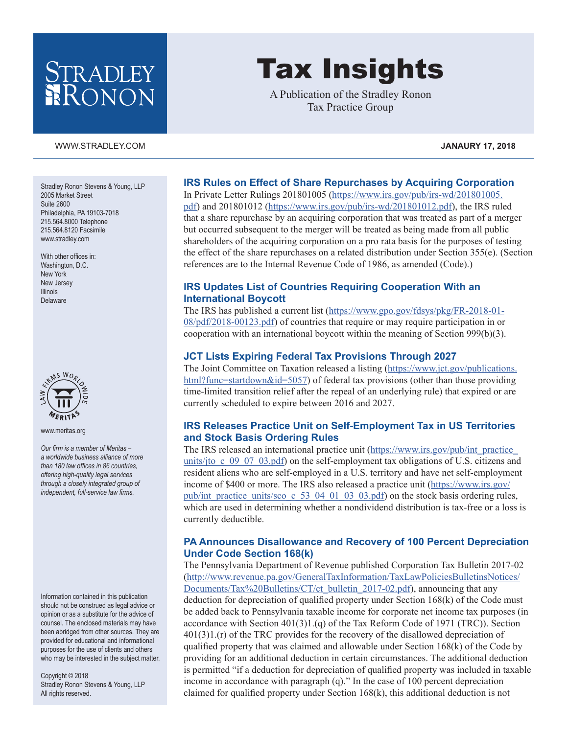# Tax Insights

A Publication of the Stradley Ronon Tax Practice Group

WWW.STRADLEY.COM

**JANAURY 17, 2018**

Stradley Ronon Stevens & Young, LLP
2005 Market Street
Suite 2600
Philadelphia, PA 19103-7018
215.564.8000 Telephone
215.564.8120 Facsimile
www.stradley.com

With other offices in:
Washington, D.C.
New York
New Jersey
Illinois
Delaware

www.meritas.org

*Our firm is a member of Meritas – a worldwide business alliance of more than 180 law offices in 86 countries, offering high-quality legal services through a closely integrated group of independent, full-service law firms.*

Information contained in this publication should not be construed as legal advice or opinion or as a substitute for the advice of counsel. The enclosed materials may have been abridged from other sources. They are provided for educational and informational purposes for the use of clients and others who may be interested in the subject matter.

Copyright © 2018
Stradley Ronon Stevens & Young, LLP
All rights reserved.

## IRS Rules on Effect of Share Repurchases by Acquiring Corporation

In Private Letter Rulings 201801005 (https://www.irs.gov/pub/irs-wd/201801005.pdf) and 201801012 (https://www.irs.gov/pub/irs-wd/201801012.pdf), the IRS ruled that a share repurchase by an acquiring corporation that was treated as part of a merger but occurred subsequent to the merger will be treated as being made from all public shareholders of the acquiring corporation on a pro rata basis for the purposes of testing the effect of the share repurchases on a related distribution under Section 355(e). (Section references are to the Internal Revenue Code of 1986, as amended (Code).)

## IRS Updates List of Countries Requiring Cooperation With an International Boycott

The IRS has published a current list (https://www.gpo.gov/fdsys/pkg/FR-2018-01-08/pdf/2018-00123.pdf) of countries that require or may require participation in or cooperation with an international boycott within the meaning of Section 999(b)(3).

## JCT Lists Expiring Federal Tax Provisions Through 2027

The Joint Committee on Taxation released a listing (https://www.jct.gov/publications.html?func=startdown&id=5057) of federal tax provisions (other than those providing time-limited transition relief after the repeal of an underlying rule) that expired or are currently scheduled to expire between 2016 and 2027.

## IRS Releases Practice Unit on Self-Employment Tax in US Territories and Stock Basis Ordering Rules

The IRS released an international practice unit (https://www.irs.gov/pub/int_practice_units/jto_c_09_07_03.pdf) on the self-employment tax obligations of U.S. citizens and resident aliens who are self-employed in a U.S. territory and have net self-employment income of $400 or more. The IRS also released a practice unit (https://www.irs.gov/pub/int_practice_units/sco_c_53_04_01_03_03.pdf) on the stock basis ordering rules, which are used in determining whether a nondividend distribution is tax-free or a loss is currently deductible.

## PA Announces Disallowance and Recovery of 100 Percent Depreciation Under Code Section 168(k)

The Pennsylvania Department of Revenue published Corporation Tax Bulletin 2017-02 (http://www.revenue.pa.gov/GeneralTaxInformation/TaxLawPoliciesBulletinsNotices/Documents/Tax%20Bulletins/CT/ct_bulletin_2017-02.pdf), announcing that any deduction for depreciation of qualified property under Section 168(k) of the Code must be added back to Pennsylvania taxable income for corporate net income tax purposes (in accordance with Section 401(3)1.(q) of the Tax Reform Code of 1971 (TRC)). Section 401(3)1.(r) of the TRC provides for the recovery of the disallowed depreciation of qualified property that was claimed and allowable under Section 168(k) of the Code by providing for an additional deduction in certain circumstances. The additional deduction is permitted "if a deduction for depreciation of qualified property was included in taxable income in accordance with paragraph (q)." In the case of 100 percent depreciation claimed for qualified property under Section 168(k), this additional deduction is not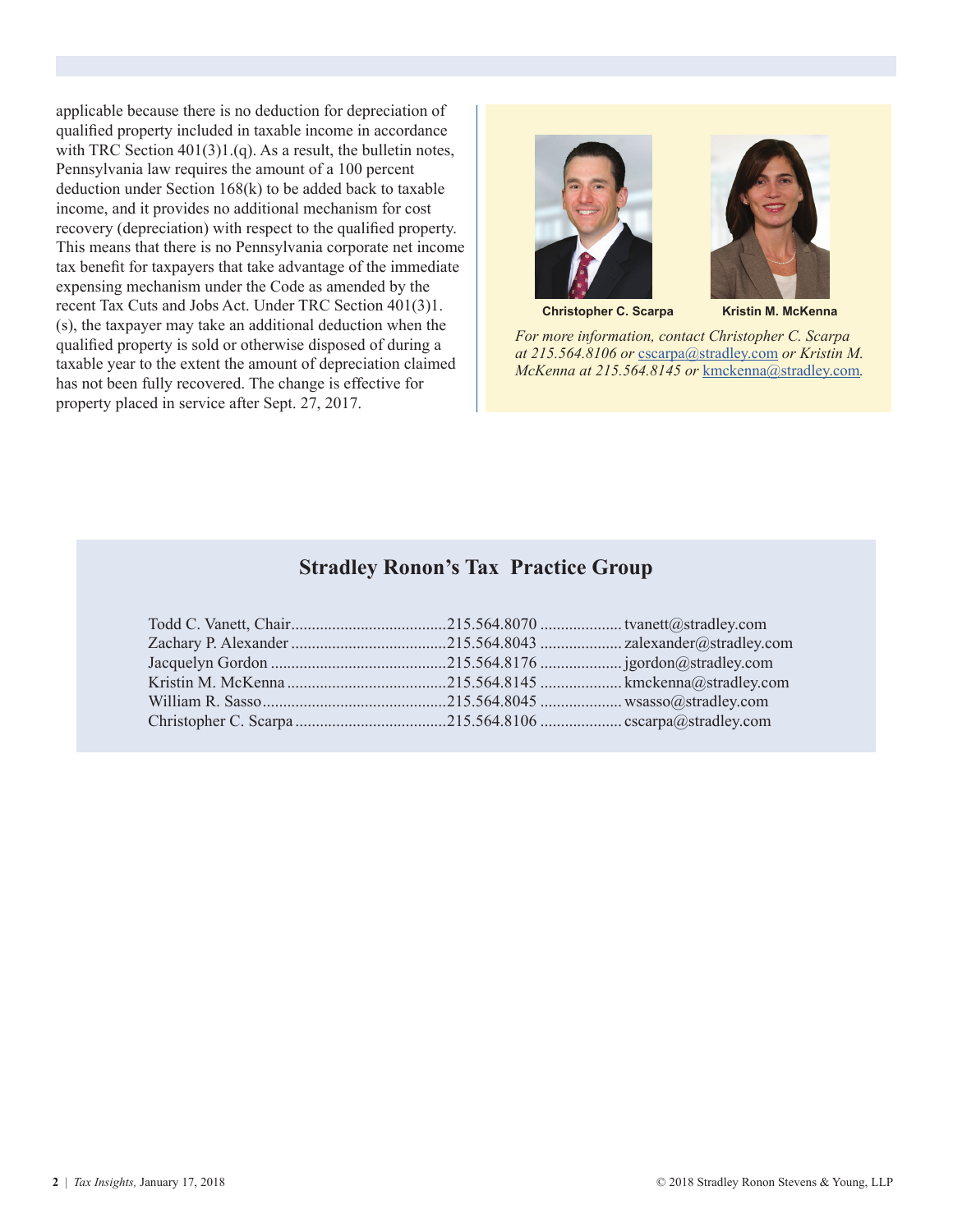applicable because there is no deduction for depreciation of qualified property included in taxable income in accordance with TRC Section 401(3)1.(q). As a result, the bulletin notes, Pennsylvania law requires the amount of a 100 percent deduction under Section 168(k) to be added back to taxable income, and it provides no additional mechanism for cost recovery (depreciation) with respect to the qualified property. This means that there is no Pennsylvania corporate net income tax benefit for taxpayers that take advantage of the immediate expensing mechanism under the Code as amended by the recent Tax Cuts and Jobs Act. Under TRC Section 401(3)1.(s), the taxpayer may take an additional deduction when the qualified property is sold or otherwise disposed of during a taxable year to the extent the amount of depreciation claimed has not been fully recovered. The change is effective for property placed in service after Sept. 27, 2017.

**Christopher C. Scarpa** **Kristin M. McKenna**

*For more information, contact Christopher C. Scarpa at 215.564.8106 or cscarpa@stradley.com or Kristin M. McKenna at 215.564.8145 or kmckenna@stradley.com.*

## Stradley Ronon's Tax Practice Group

| | | |
|---|---|---|
| Todd C. Vanett, Chair | 215.564.8070 | tvanett@stradley.com |
| Zachary P. Alexander | 215.564.8043 | zalexander@stradley.com |
| Jacquelyn Gordon | 215.564.8176 | jgordon@stradley.com |
| Kristin M. McKenna | 215.564.8145 | kmckenna@stradley.com |
| William R. Sasso | 215.564.8045 | wsasso@stradley.com |
| Christopher C. Scarpa | 215.564.8106 | cscarpa@stradley.com |

© 2018 Stradley Ronon Stevens & Young, LLP